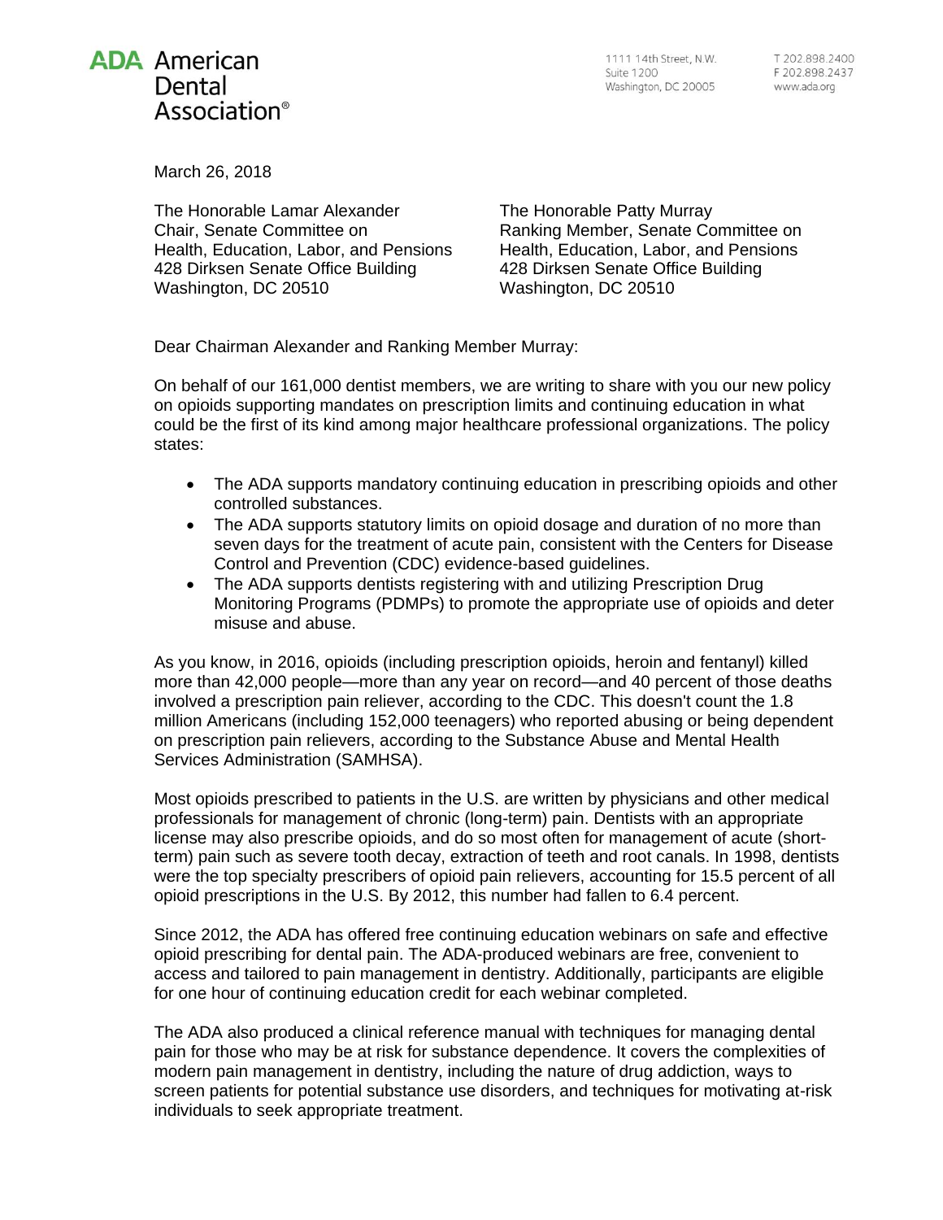**ADA American Dental Association®**

1111 14th Street, N.W.
Suite 1200
Washington, DC 20005

T 202.898.2400
F 202.898.2437
www.ada.org

March 26, 2018

The Honorable Lamar Alexander
Chair, Senate Committee on
Health, Education, Labor, and Pensions
428 Dirksen Senate Office Building
Washington, DC 20510

The Honorable Patty Murray
Ranking Member, Senate Committee on
Health, Education, Labor, and Pensions
428 Dirksen Senate Office Building
Washington, DC 20510

Dear Chairman Alexander and Ranking Member Murray:

On behalf of our 161,000 dentist members, we are writing to share with you our new policy on opioids supporting mandates on prescription limits and continuing education in what could be the first of its kind among major healthcare professional organizations. The policy states:

- The ADA supports mandatory continuing education in prescribing opioids and other controlled substances.
- The ADA supports statutory limits on opioid dosage and duration of no more than seven days for the treatment of acute pain, consistent with the Centers for Disease Control and Prevention (CDC) evidence-based guidelines.
- The ADA supports dentists registering with and utilizing Prescription Drug Monitoring Programs (PDMPs) to promote the appropriate use of opioids and deter misuse and abuse.

As you know, in 2016, opioids (including prescription opioids, heroin and fentanyl) killed more than 42,000 people—more than any year on record—and 40 percent of those deaths involved a prescription pain reliever, according to the CDC. This doesn't count the 1.8 million Americans (including 152,000 teenagers) who reported abusing or being dependent on prescription pain relievers, according to the Substance Abuse and Mental Health Services Administration (SAMHSA).

Most opioids prescribed to patients in the U.S. are written by physicians and other medical professionals for management of chronic (long-term) pain. Dentists with an appropriate license may also prescribe opioids, and do so most often for management of acute (short-term) pain such as severe tooth decay, extraction of teeth and root canals. In 1998, dentists were the top specialty prescribers of opioid pain relievers, accounting for 15.5 percent of all opioid prescriptions in the U.S. By 2012, this number had fallen to 6.4 percent.

Since 2012, the ADA has offered free continuing education webinars on safe and effective opioid prescribing for dental pain. The ADA-produced webinars are free, convenient to access and tailored to pain management in dentistry. Additionally, participants are eligible for one hour of continuing education credit for each webinar completed.

The ADA also produced a clinical reference manual with techniques for managing dental pain for those who may be at risk for substance dependence. It covers the complexities of modern pain management in dentistry, including the nature of drug addiction, ways to screen patients for potential substance use disorders, and techniques for motivating at-risk individuals to seek appropriate treatment.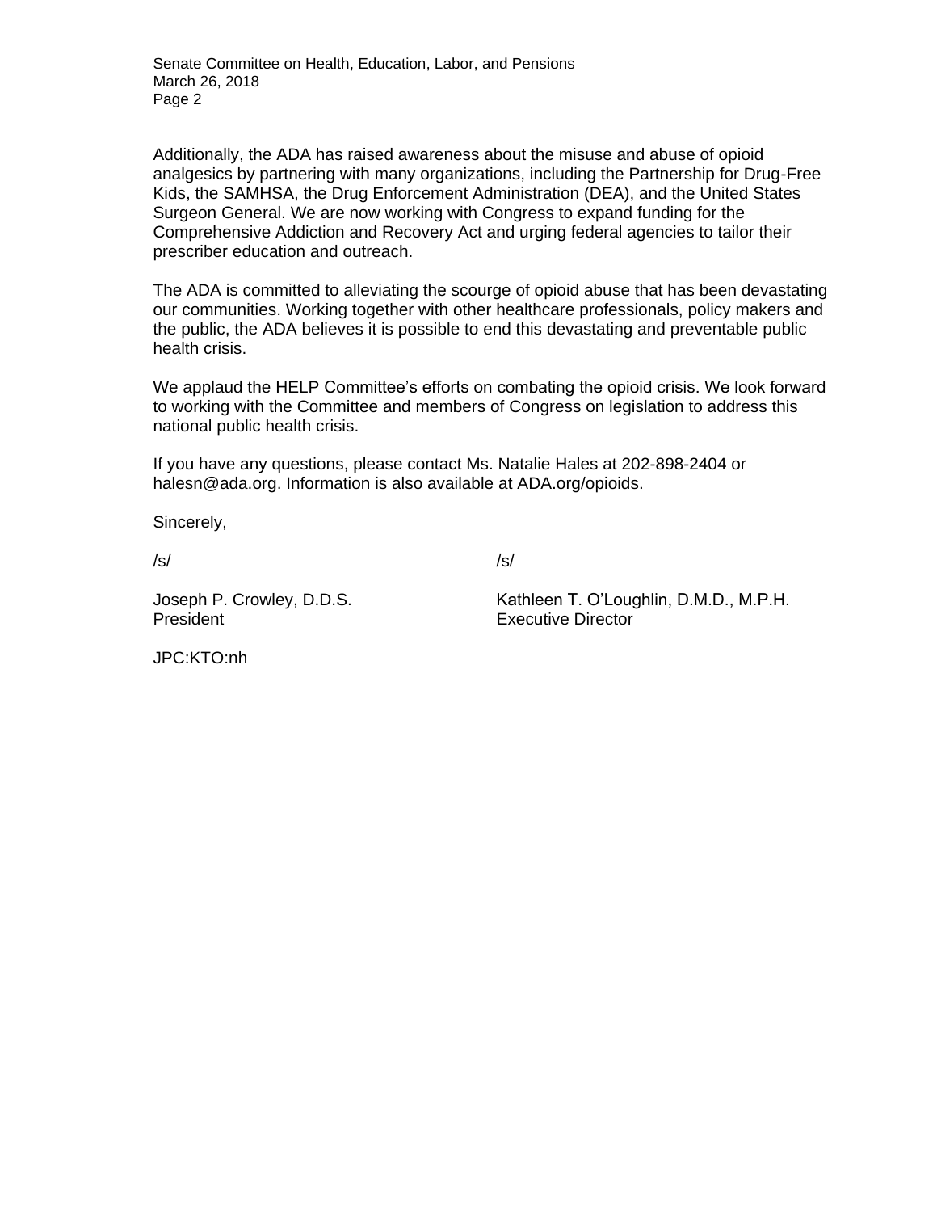Additionally, the ADA has raised awareness about the misuse and abuse of opioid analgesics by partnering with many organizations, including the Partnership for Drug-Free Kids, the SAMHSA, the Drug Enforcement Administration (DEA), and the United States Surgeon General. We are now working with Congress to expand funding for the Comprehensive Addiction and Recovery Act and urging federal agencies to tailor their prescriber education and outreach.

The ADA is committed to alleviating the scourge of opioid abuse that has been devastating our communities. Working together with other healthcare professionals, policy makers and the public, the ADA believes it is possible to end this devastating and preventable public health crisis.

We applaud the HELP Committee's efforts on combating the opioid crisis. We look forward to working with the Committee and members of Congress on legislation to address this national public health crisis.

If you have any questions, please contact Ms. Natalie Hales at 202-898-2404 or halesn@ada.org. Information is also available at ADA.org/opioids.

Sincerely,

/s/

Joseph P. Crowley, D.D.S.
President

/s/

Kathleen T. O'Loughlin, D.M.D., M.P.H.
Executive Director

JPC:KTO:nh